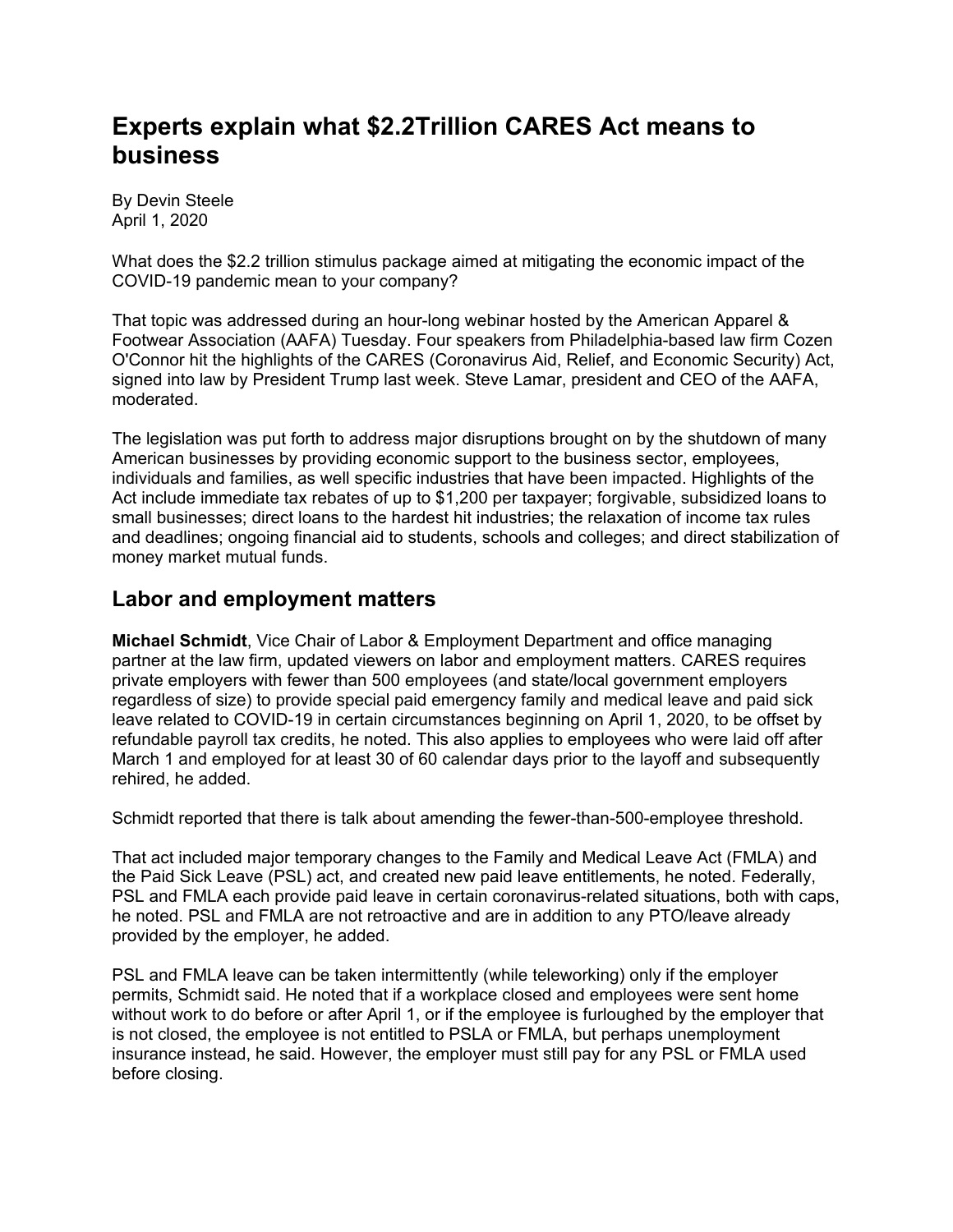# Experts explain what $2.2Trillion CARES Act means to business

By Devin Steele
April 1, 2020

What does the $2.2 trillion stimulus package aimed at mitigating the economic impact of the COVID-19 pandemic mean to your company?

That topic was addressed during an hour-long webinar hosted by the American Apparel & Footwear Association (AAFA) Tuesday. Four speakers from Philadelphia-based law firm Cozen O'Connor hit the highlights of the CARES (Coronavirus Aid, Relief, and Economic Security) Act, signed into law by President Trump last week. Steve Lamar, president and CEO of the AAFA, moderated.

The legislation was put forth to address major disruptions brought on by the shutdown of many American businesses by providing economic support to the business sector, employees, individuals and families, as well specific industries that have been impacted. Highlights of the Act include immediate tax rebates of up to $1,200 per taxpayer; forgivable, subsidized loans to small businesses; direct loans to the hardest hit industries; the relaxation of income tax rules and deadlines; ongoing financial aid to students, schools and colleges; and direct stabilization of money market mutual funds.

## Labor and employment matters

**Michael Schmidt**, Vice Chair of Labor & Employment Department and office managing partner at the law firm, updated viewers on labor and employment matters. CARES requires private employers with fewer than 500 employees (and state/local government employers regardless of size) to provide special paid emergency family and medical leave and paid sick leave related to COVID-19 in certain circumstances beginning on April 1, 2020, to be offset by refundable payroll tax credits, he noted. This also applies to employees who were laid off after March 1 and employed for at least 30 of 60 calendar days prior to the layoff and subsequently rehired, he added.

Schmidt reported that there is talk about amending the fewer-than-500-employee threshold.

That act included major temporary changes to the Family and Medical Leave Act (FMLA) and the Paid Sick Leave (PSL) act, and created new paid leave entitlements, he noted. Federally, PSL and FMLA each provide paid leave in certain coronavirus-related situations, both with caps, he noted. PSL and FMLA are not retroactive and are in addition to any PTO/leave already provided by the employer, he added.

PSL and FMLA leave can be taken intermittently (while teleworking) only if the employer permits, Schmidt said. He noted that if a workplace closed and employees were sent home without work to do before or after April 1, or if the employee is furloughed by the employer that is not closed, the employee is not entitled to PSLA or FMLA, but perhaps unemployment insurance instead, he said. However, the employer must still pay for any PSL or FMLA used before closing.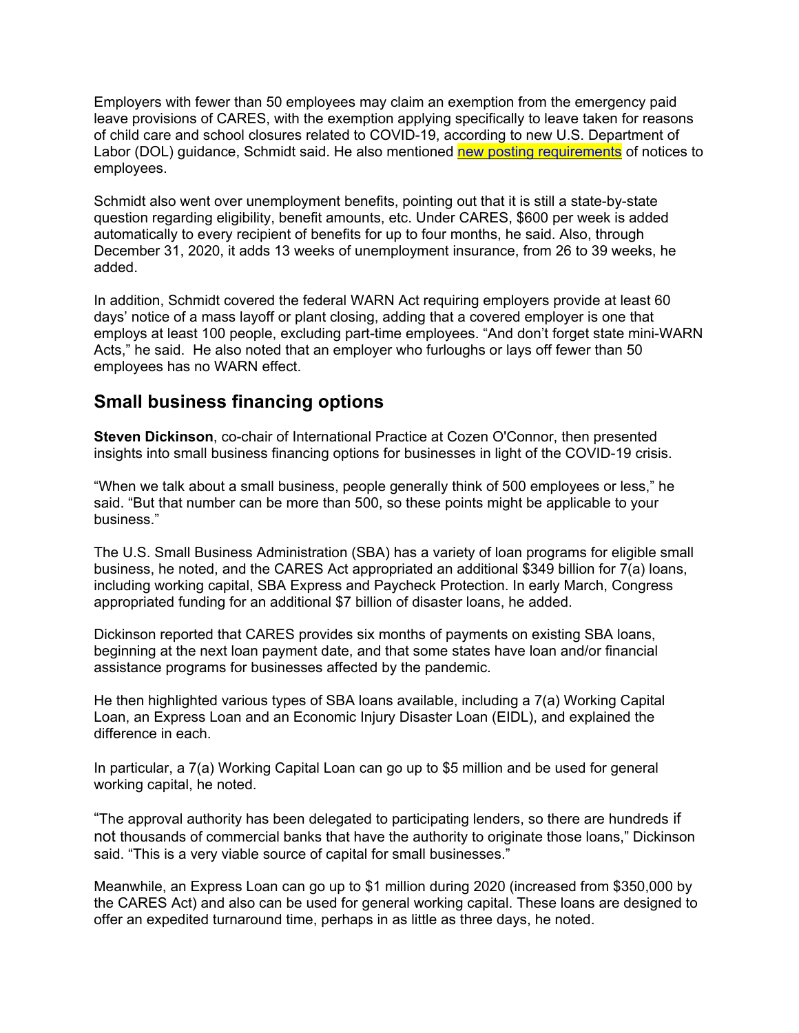Employers with fewer than 50 employees may claim an exemption from the emergency paid leave provisions of CARES, with the exemption applying specifically to leave taken for reasons of child care and school closures related to COVID-19, according to new U.S. Department of Labor (DOL) guidance, Schmidt said. He also mentioned new posting requirements of notices to employees.

Schmidt also went over unemployment benefits, pointing out that it is still a state-by-state question regarding eligibility, benefit amounts, etc. Under CARES, $600 per week is added automatically to every recipient of benefits for up to four months, he said. Also, through December 31, 2020, it adds 13 weeks of unemployment insurance, from 26 to 39 weeks, he added.

In addition, Schmidt covered the federal WARN Act requiring employers provide at least 60 days' notice of a mass layoff or plant closing, adding that a covered employer is one that employs at least 100 people, excluding part-time employees. "And don't forget state mini-WARN Acts," he said. He also noted that an employer who furloughs or lays off fewer than 50 employees has no WARN effect.

## Small business financing options

**Steven Dickinson**, co-chair of International Practice at Cozen O'Connor, then presented insights into small business financing options for businesses in light of the COVID-19 crisis.

"When we talk about a small business, people generally think of 500 employees or less," he said. "But that number can be more than 500, so these points might be applicable to your business."

The U.S. Small Business Administration (SBA) has a variety of loan programs for eligible small business, he noted, and the CARES Act appropriated an additional $349 billion for 7(a) loans, including working capital, SBA Express and Paycheck Protection. In early March, Congress appropriated funding for an additional $7 billion of disaster loans, he added.

Dickinson reported that CARES provides six months of payments on existing SBA loans, beginning at the next loan payment date, and that some states have loan and/or financial assistance programs for businesses affected by the pandemic.

He then highlighted various types of SBA loans available, including a 7(a) Working Capital Loan, an Express Loan and an Economic Injury Disaster Loan (EIDL), and explained the difference in each.

In particular, a 7(a) Working Capital Loan can go up to $5 million and be used for general working capital, he noted.

"The approval authority has been delegated to participating lenders, so there are hundreds if not thousands of commercial banks that have the authority to originate those loans," Dickinson said. "This is a very viable source of capital for small businesses."

Meanwhile, an Express Loan can go up to $1 million during 2020 (increased from $350,000 by the CARES Act) and also can be used for general working capital. These loans are designed to offer an expedited turnaround time, perhaps in as little as three days, he noted.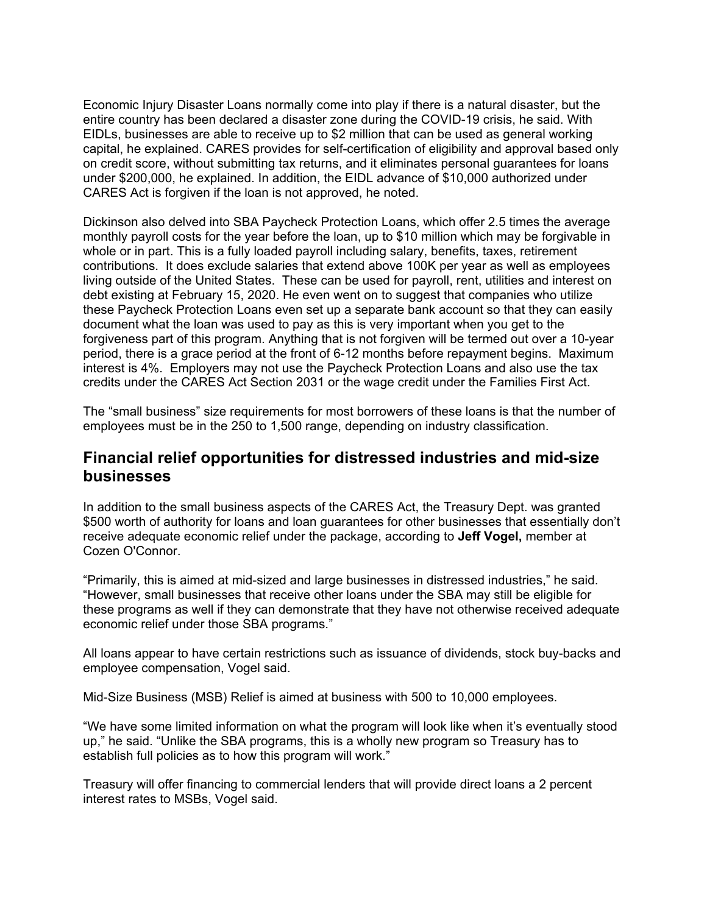Economic Injury Disaster Loans normally come into play if there is a natural disaster, but the entire country has been declared a disaster zone during the COVID-19 crisis, he said. With EIDLs, businesses are able to receive up to $2 million that can be used as general working capital, he explained. CARES provides for self-certification of eligibility and approval based only on credit score, without submitting tax returns, and it eliminates personal guarantees for loans under $200,000, he explained. In addition, the EIDL advance of $10,000 authorized under CARES Act is forgiven if the loan is not approved, he noted.

Dickinson also delved into SBA Paycheck Protection Loans, which offer 2.5 times the average monthly payroll costs for the year before the loan, up to $10 million which may be forgivable in whole or in part. This is a fully loaded payroll including salary, benefits, taxes, retirement contributions. It does exclude salaries that extend above 100K per year as well as employees living outside of the United States. These can be used for payroll, rent, utilities and interest on debt existing at February 15, 2020. He even went on to suggest that companies who utilize these Paycheck Protection Loans even set up a separate bank account so that they can easily document what the loan was used to pay as this is very important when you get to the forgiveness part of this program. Anything that is not forgiven will be termed out over a 10-year period, there is a grace period at the front of 6-12 months before repayment begins. Maximum interest is 4%. Employers may not use the Paycheck Protection Loans and also use the tax credits under the CARES Act Section 2031 or the wage credit under the Families First Act.

The "small business" size requirements for most borrowers of these loans is that the number of employees must be in the 250 to 1,500 range, depending on industry classification.

## Financial relief opportunities for distressed industries and mid-size businesses

In addition to the small business aspects of the CARES Act, the Treasury Dept. was granted $500 worth of authority for loans and loan guarantees for other businesses that essentially don't receive adequate economic relief under the package, according to **Jeff Vogel,** member at Cozen O'Connor.

"Primarily, this is aimed at mid-sized and large businesses in distressed industries," he said. "However, small businesses that receive other loans under the SBA may still be eligible for these programs as well if they can demonstrate that they have not otherwise received adequate economic relief under those SBA programs."

All loans appear to have certain restrictions such as issuance of dividends, stock buy-backs and employee compensation, Vogel said.

Mid-Size Business (MSB) Relief is aimed at business with 500 to 10,000 employees.

"We have some limited information on what the program will look like when it's eventually stood up," he said. "Unlike the SBA programs, this is a wholly new program so Treasury has to establish full policies as to how this program will work."

Treasury will offer financing to commercial lenders that will provide direct loans a 2 percent interest rates to MSBs, Vogel said.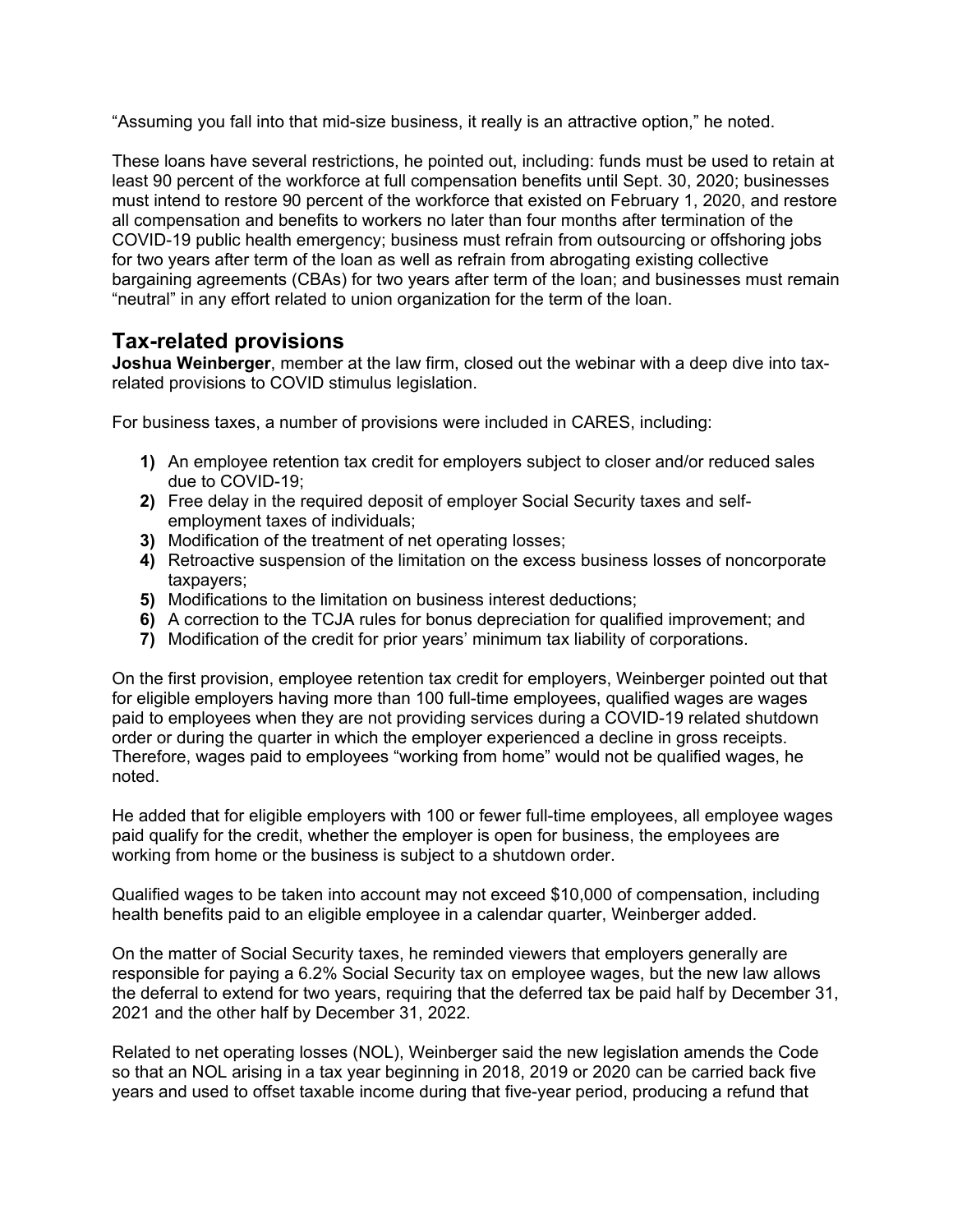"Assuming you fall into that mid-size business, it really is an attractive option," he noted.

These loans have several restrictions, he pointed out, including: funds must be used to retain at least 90 percent of the workforce at full compensation benefits until Sept. 30, 2020; businesses must intend to restore 90 percent of the workforce that existed on February 1, 2020, and restore all compensation and benefits to workers no later than four months after termination of the COVID-19 public health emergency; business must refrain from outsourcing or offshoring jobs for two years after term of the loan as well as refrain from abrogating existing collective bargaining agreements (CBAs) for two years after term of the loan; and businesses must remain "neutral" in any effort related to union organization for the term of the loan.

## Tax-related provisions

**Joshua Weinberger**, member at the law firm, closed out the webinar with a deep dive into tax-related provisions to COVID stimulus legislation.

For business taxes, a number of provisions were included in CARES, including:

1) An employee retention tax credit for employers subject to closer and/or reduced sales due to COVID-19;
2) Free delay in the required deposit of employer Social Security taxes and self-employment taxes of individuals;
3) Modification of the treatment of net operating losses;
4) Retroactive suspension of the limitation on the excess business losses of noncorporate taxpayers;
5) Modifications to the limitation on business interest deductions;
6) A correction to the TCJA rules for bonus depreciation for qualified improvement; and
7) Modification of the credit for prior years' minimum tax liability of corporations.

On the first provision, employee retention tax credit for employers, Weinberger pointed out that for eligible employers having more than 100 full-time employees, qualified wages are wages paid to employees when they are not providing services during a COVID-19 related shutdown order or during the quarter in which the employer experienced a decline in gross receipts. Therefore, wages paid to employees "working from home" would not be qualified wages, he noted.

He added that for eligible employers with 100 or fewer full-time employees, all employee wages paid qualify for the credit, whether the employer is open for business, the employees are working from home or the business is subject to a shutdown order.

Qualified wages to be taken into account may not exceed $10,000 of compensation, including health benefits paid to an eligible employee in a calendar quarter, Weinberger added.

On the matter of Social Security taxes, he reminded viewers that employers generally are responsible for paying a 6.2% Social Security tax on employee wages, but the new law allows the deferral to extend for two years, requiring that the deferred tax be paid half by December 31, 2021 and the other half by December 31, 2022.

Related to net operating losses (NOL), Weinberger said the new legislation amends the Code so that an NOL arising in a tax year beginning in 2018, 2019 or 2020 can be carried back five years and used to offset taxable income during that five-year period, producing a refund that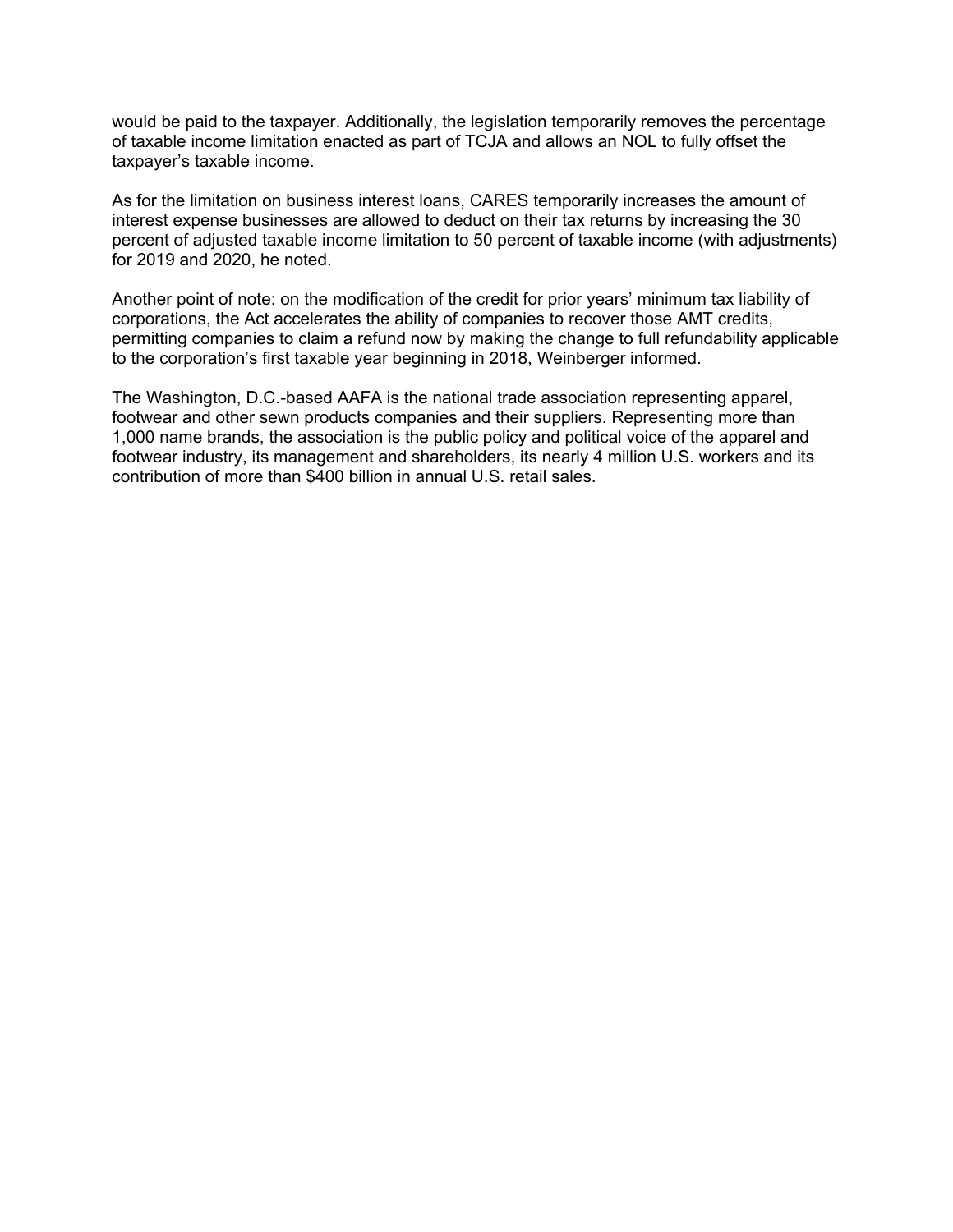would be paid to the taxpayer. Additionally, the legislation temporarily removes the percentage of taxable income limitation enacted as part of TCJA and allows an NOL to fully offset the taxpayer's taxable income.

As for the limitation on business interest loans, CARES temporarily increases the amount of interest expense businesses are allowed to deduct on their tax returns by increasing the 30 percent of adjusted taxable income limitation to 50 percent of taxable income (with adjustments) for 2019 and 2020, he noted.

Another point of note: on the modification of the credit for prior years' minimum tax liability of corporations, the Act accelerates the ability of companies to recover those AMT credits, permitting companies to claim a refund now by making the change to full refundability applicable to the corporation's first taxable year beginning in 2018, Weinberger informed.

The Washington, D.C.-based AAFA is the national trade association representing apparel, footwear and other sewn products companies and their suppliers. Representing more than 1,000 name brands, the association is the public policy and political voice of the apparel and footwear industry, its management and shareholders, its nearly 4 million U.S. workers and its contribution of more than $400 billion in annual U.S. retail sales.